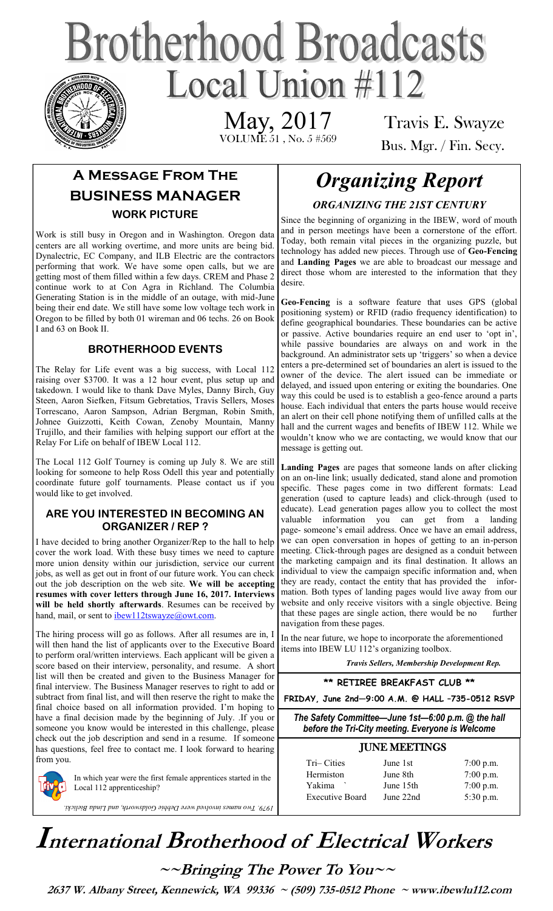# Brotherhood Broadcasts

## Local Union #112

May, 2017
VOLUME 51 , No. 5 #569

Travis E. Swayze
Bus. Mgr. / Fin. Secy.

## A Message From The Business Manager

### WORK PICTURE

Work is still busy in Oregon and in Washington. Oregon data centers are all working overtime, and more units are being bid. Dynalectric, EC Company, and ILB Electric are the contractors performing that work. We have some open calls, but we are getting most of them filled within a few days. CREM and Phase 2 continue work to at Con Agra in Richland. The Columbia Generating Station is in the middle of an outage, with mid-June being their end date. We still have some low voltage tech work in Oregon to be filled by both 01 wireman and 06 techs. 26 on Book I and 63 on Book II.

### BROTHERHOOD EVENTS

The Relay for Life event was a big success, with Local 112 raising over $3700. It was a 12 hour event, plus setup up and takedown. I would like to thank Dave Myles, Danny Birch, Guy Steen, Aaron Siefken, Fitsum Gebretatios, Travis Sellers, Moses Torrescano, Aaron Sampson, Adrian Bergman, Robin Smith, Johnee Guizzotti, Keith Cowan, Zenoby Mountain, Manny Trujillo, and their families with helping support our effort at the Relay For Life on behalf of IBEW Local 112.

The Local 112 Golf Tourney is coming up July 8. We are still looking for someone to help Ross Odell this year and potentially coordinate future golf tournaments. Please contact us if you would like to get involved.

### ARE YOU INTERESTED IN BECOMING AN ORGANIZER / REP ?

I have decided to bring another Organizer/Rep to the hall to help cover the work load. With these busy times we need to capture more union density within our jurisdiction, service our current jobs, as well as get out in front of our future work. You can check out the job description on the web site. **We will be accepting resumes with cover letters through June 16, 2017. Interviews will be held shortly afterwards**. Resumes can be received by hand, mail, or sent to ibew112tswayze@owt.com.

The hiring process will go as follows. After all resumes are in, I will then hand the list of applicants over to the Executive Board to perform oral/written interviews. Each applicant will be given a score based on their interview, personality, and resume. A short list will then be created and given to the Business Manager for final interview. The Business Manager reserves to right to add or subtract from final list, and will then reserve the right to make the final choice based on all information provided. I'm hoping to have a final decision made by the beginning of July. .If you or someone you know would be interested in this challenge, please check out the job description and send in a resume. If someone has questions, feel free to contact me. I look forward to hearing from you.

In which year were the first female apprentices started in the Local 112 apprenticeship?

*1979. Two names involved were Debbie Goldsworth, and Linda Bielicki.*

# *Organizing Report*

### *ORGANIZING THE 21ST CENTURY*

Since the beginning of organizing in the IBEW, word of mouth and in person meetings have been a cornerstone of the effort. Today, both remain vital pieces in the organizing puzzle, but technology has added new pieces. Through use of **Geo-Fencing** and **Landing Pages** we are able to broadcast our message and direct those whom are interested to the information that they desire.

**Geo-Fencing** is a software feature that uses GPS (global positioning system) or RFID (radio frequency identification) to define geographical boundaries. These boundaries can be active or passive. Active boundaries require an end user to 'opt in', while passive boundaries are always on and work in the background. An administrator sets up 'triggers' so when a device enters a pre-determined set of boundaries an alert is issued to the owner of the device. The alert issued can be immediate or delayed, and issued upon entering or exiting the boundaries. One way this could be used is to establish a geo-fence around a parts house. Each individual that enters the parts house would receive an alert on their cell phone notifying them of unfilled calls at the hall and the current wages and benefits of IBEW 112. While we wouldn't know who we are contacting, we would know that our message is getting out.

**Landing Pages** are pages that someone lands on after clicking on an on-line link; usually dedicated, stand alone and promotion specific. These pages come in two different formats: Lead generation (used to capture leads) and click-through (used to educate). Lead generation pages allow you to collect the most valuable information you can get from a landing page- someone's email address. Once we have an email address, we can open conversation in hopes of getting to an in-person meeting. Click-through pages are designed as a conduit between the marketing campaign and its final destination. It allows an individual to view the campaign specific information and, when they are ready, contact the entity that has provided the information. Both types of landing pages would live away from our website and only receive visitors with a single objective. Being that these pages are single action, there would be no further navigation from these pages.

In the near future, we hope to incorporate the aforementioned items into IBEW LU 112's organizing toolbox.

*Travis Sellers, Membership Development Rep.*

**\*\* RETIREE BREAKFAST CLUB \*\***

**FRIDAY, June 2nd—9:00 A.M. @ HALL –735-0512 RSVP**

***The Safety Committee—June 1st—6:00 p.m. @ the hall before the Tri-City meeting. Everyone is Welcome***

### JUNE MEETINGS

| | | |
|---|---|---|
| Tri– Cities | June 1st | 7:00 p.m. |
| Hermiston | June 8th | 7:00 p.m. |
| Yakima | June 15th | 7:00 p.m. |
| Executive Board | June 22nd | 5:30 p.m. |

# International Brotherhood of Electrical Workers

**~~Bringing The Power To You~~**

**2637 W. Albany Street, Kennewick, WA 99336 ~ (509) 735-0512 Phone ~ www.ibewlu112.com**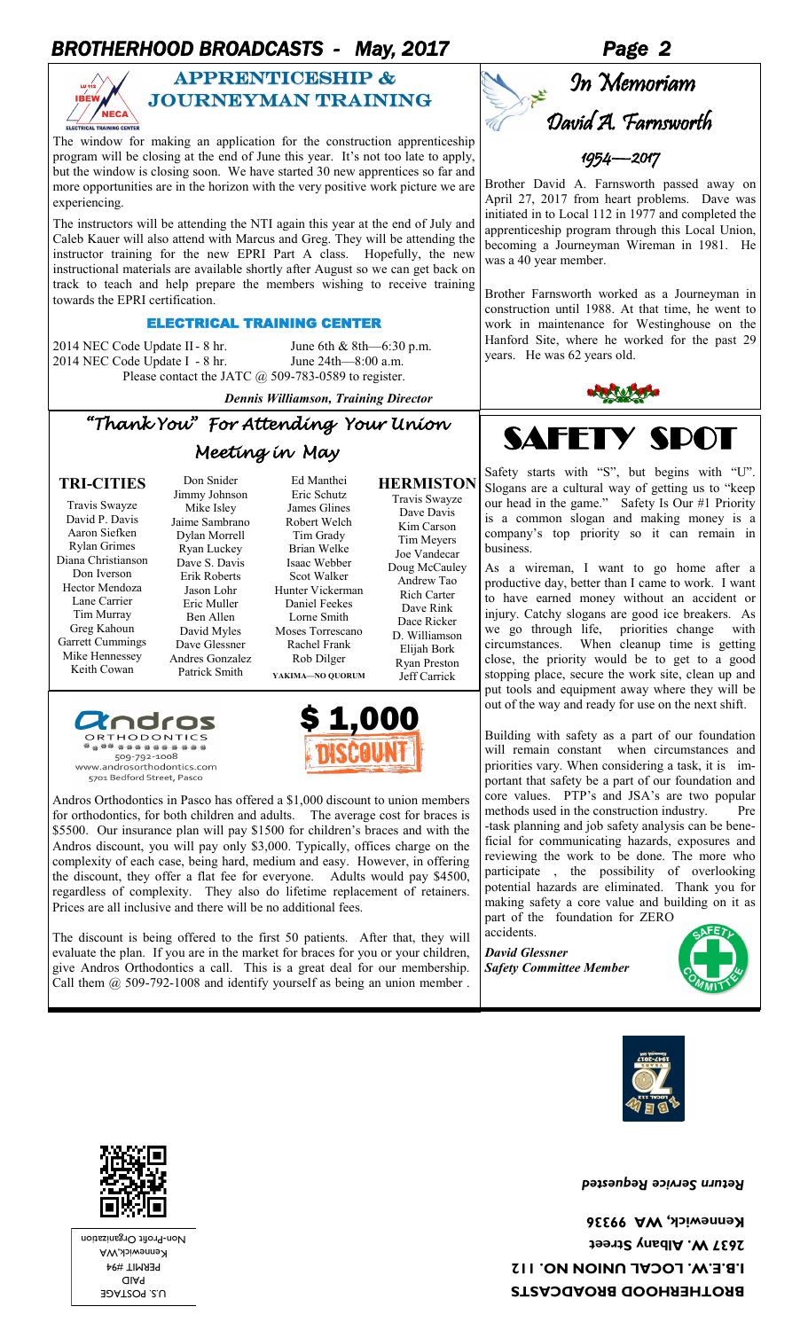## APPRENTICESHIP & JOURNEYMAN TRAINING

The window for making an application for the construction apprenticeship program will be closing at the end of June this year. It's not too late to apply, but the window is closing soon. We have started 30 new apprentices so far and more opportunities are in the horizon with the very positive work picture we are experiencing.

The instructors will be attending the NTI again this year at the end of July and Caleb Kauer will also attend with Marcus and Greg. They will be attending the instructor training for the new EPRI Part A class. Hopefully, the new instructional materials are available shortly after August so we can get back on track to teach and help prepare the members wishing to receive training towards the EPRI certification.

### ELECTRICAL TRAINING CENTER

2014 NEC Code Update II - 8 hr. June 6th & 8th—6:30 p.m.
2014 NEC Code Update I - 8 hr. June 24th—8:00 a.m.

Please contact the JATC @ 509-783-0589 to register.

*Dennis Williamson, Training Director*

## "Thank You" For Attending Your Union Meeting in May

**TRI-CITIES**

Travis Swayze
David P. Davis
Aaron Siefken
Rylan Grimes
Diana Christianson
Don Iverson
Hector Mendoza
Lane Carrier
Tim Murray
Greg Kahoun
Garrett Cummings
Mike Hennessey
Keith Cowan
Don Snider
Jimmy Johnson
Mike Isley
Jaime Sambrano
Dylan Morrell
Ryan Luckey
Dave S. Davis
Erik Roberts
Jason Lohr
Eric Muller
Ben Allen
David Myles
Dave Glessner
Andres Gonzalez
Patrick Smith
Ed Manthei
Eric Schutz
James Glines
Robert Welch
Tim Grady
Brian Welke
Isaac Webber
Scot Walker
Hunter Vickerman
Daniel Feekes
Lorne Smith
Moses Torrescano
Rachel Frank
Rob Dilger

**YAKIMA—NO QUORUM**

**HERMISTON**

Travis Swayze
Dave Davis
Kim Carson
Tim Meyers
Joe Vandecar
Doug McCauley
Andrew Tao
Rich Carter
Dave Rink
Dace Ricker
D. Williamson
Elijah Bork
Ryan Preston
Jeff Carrick

Andros ORTHODONTICS
509-792-1008
www.androsorthodontics.com
5701 Bedford Street, Pasco

$ 1,000 DISCOUNT

Andros Orthodontics in Pasco has offered a $1,000 discount to union members for orthodontics, for both children and adults. The average cost for braces is $5500. Our insurance plan will pay $1500 for children's braces and with the Andros discount, you will pay only $3,000. Typically, offices charge on the complexity of each case, being hard, medium and easy. However, in offering the discount, they offer a flat fee for everyone. Adults would pay $4500, regardless of complexity. They also do lifetime replacement of retainers. Prices are all inclusive and there will be no additional fees.

The discount is being offered to the first 50 patients. After that, they will evaluate the plan. If you are in the market for braces for you or your children, give Andros Orthodontics a call. This is a great deal for our membership. Call them @ 509-792-1008 and identify yourself as being an union member .

## In Memoriam

## David A. Farnsworth

### 1954—2017

Brother David A. Farnsworth passed away on April 27, 2017 from heart problems. Dave was initiated in to Local 112 in 1977 and completed the apprenticeship program through this Local Union, becoming a Journeyman Wireman in 1981. He was a 40 year member.

Brother Farnsworth worked as a Journeyman in construction until 1988. At that time, he went to work in maintenance for Westinghouse on the Hanford Site, where he worked for the past 29 years. He was 62 years old.

## SAFETY SPOT

Safety starts with "S", but begins with "U". Slogans are a cultural way of getting us to "keep our head in the game." Safety Is Our #1 Priority is a common slogan and making money is a company's top priority so it can remain in business.

As a wireman, I want to go home after a productive day, better than I came to work. I want to have earned money without an accident or injury. Catchy slogans are good ice breakers. As we go through life, priorities change with circumstances. When cleanup time is getting close, the priority would be to get to a good stopping place, secure the work site, clean up and put tools and equipment away where they will be out of the way and ready for use on the next shift.

Building with safety as a part of our foundation will remain constant when circumstances and priorities vary. When considering a task, it is important that safety be a part of our foundation and core values. PTP's and JSA's are two popular methods used in the construction industry. Pre-task planning and job safety analysis can be beneficial for communicating hazards, exposures and reviewing the work to be done. The more who participate , the possibility of overlooking potential hazards are eliminated. Thank you for making safety a core value and building on it as part of the foundation for ZERO accidents.

*David Glessner*
*Safety Committee Member*

**BROTHERHOOD BROADCASTS**
**I.B.E.W. LOCAL UNION NO. 112**
**2637 W. Albany Street**
**Kennewick, WA 99336**

*Return Service Requested*

U.S. POSTAGE
PAID
PERMIT #94
Kennewick,WA
Non-Profit Organization